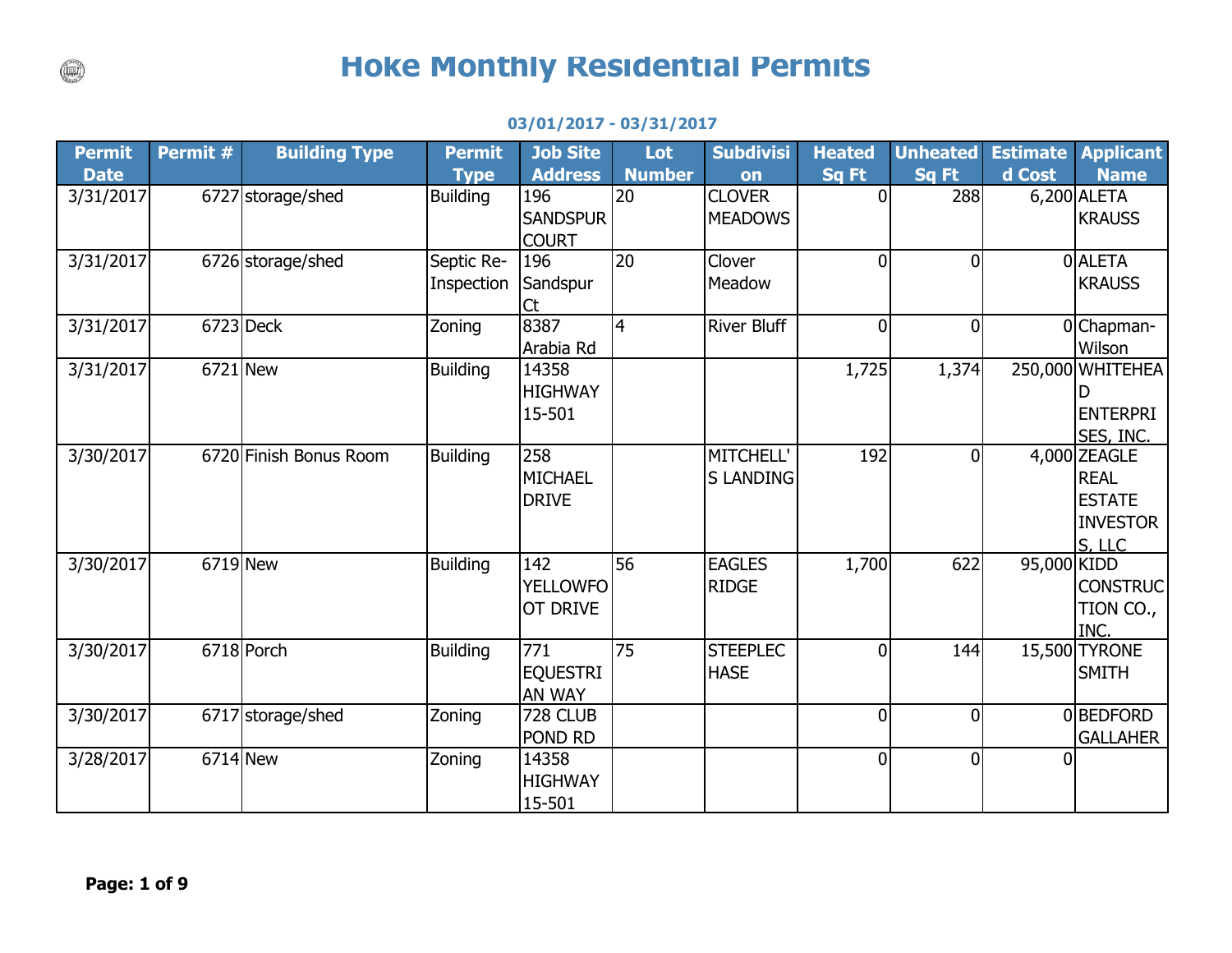# Hoke Monthly Residential Permits

**03/01/2017 - 03/31/2017**

| Permit Date | Permit # | Building Type | Permit Type | Job Site Address | Lot Number | Subdivision | Heated Sq Ft | Unheated Sq Ft | Estimated Cost | Applicant Name |
|---|---|---|---|---|---|---|---|---|---|---|
| 3/31/2017 | 6727 | storage/shed | Building | 196 SANDSPUR COURT | 20 | CLOVER MEADOWS | 0 | 288 | 6,200 | ALETA KRAUSS |
| 3/31/2017 | 6726 | storage/shed | Septic Re-Inspection | 196 Sandspur Ct | 20 | Clover Meadow | 0 | 0 | 0 | ALETA KRAUSS |
| 3/31/2017 | 6723 | Deck | Zoning | 8387 Arabia Rd | 4 | River Bluff | 0 | 0 | 0 | Chapman-Wilson |
| 3/31/2017 | 6721 | New | Building | 14358 HIGHWAY 15-501 | | | 1,725 | 1,374 | 250,000 | WHITEHEAD ENTERPRISES, INC. |
| 3/30/2017 | 6720 | Finish Bonus Room | Building | 258 MICHAEL DRIVE | | MITCHELL'S LANDING | 192 | 0 | 4,000 | ZEAGLE REAL ESTATE INVESTORS, LLC |
| 3/30/2017 | 6719 | New | Building | 142 YELLOWFOOT DRIVE | 56 | EAGLES RIDGE | 1,700 | 622 | 95,000 | KIDD CONSTRUCTION CO., INC. |
| 3/30/2017 | 6718 | Porch | Building | 771 EQUESTRIAN WAY | 75 | STEEPLECHASE | 0 | 144 | 15,500 | TYRONE SMITH |
| 3/30/2017 | 6717 | storage/shed | Zoning | 728 CLUB POND RD | | | 0 | 0 | 0 | BEDFORD GALLAHER |
| 3/28/2017 | 6714 | New | Zoning | 14358 HIGHWAY 15-501 | | | 0 | 0 | 0 | |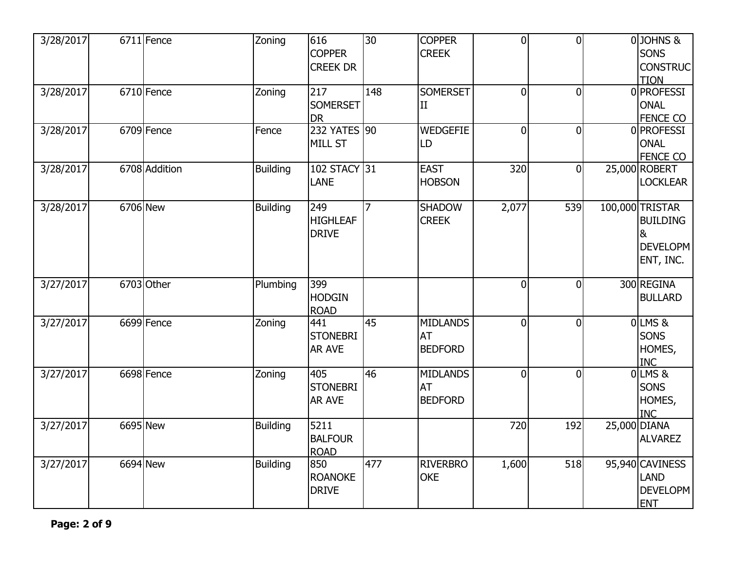| | | | | | | | | | | |
|---|---|---|---|---|---|---|---|---|---|---|
| 3/28/2017 | 6711 | Fence | Zoning | 616 COPPER CREEK DR | 30 | COPPER CREEK | 0 | 0 | 0 | JOHNS & SONS CONSTRUCTION |
| 3/28/2017 | 6710 | Fence | Zoning | 217 SOMERSET DR | 148 | SOMERSET II | 0 | 0 | 0 | PROFESSIONAL FENCE CO |
| 3/28/2017 | 6709 | Fence | Fence | 232 YATES MILL ST | 90 | WEDGEFIELD | 0 | 0 | 0 | PROFESSIONAL FENCE CO |
| 3/28/2017 | 6708 | Addition | Building | 102 STACY LANE | 31 | EAST HOBSON | 320 | 0 | 25,000 | ROBERT LOCKLEAR |
| 3/28/2017 | 6706 | New | Building | 249 HIGHLEAF DRIVE | 7 | SHADOW CREEK | 2,077 | 539 | 100,000 | TRISTAR BUILDING & DEVELOPMENT, INC. |
| 3/27/2017 | 6703 | Other | Plumbing | 399 HODGIN ROAD | | | 0 | 0 | 300 | REGINA BULLARD |
| 3/27/2017 | 6699 | Fence | Zoning | 441 STONEBRIAR AVE | 45 | MIDLANDS AT BEDFORD | 0 | 0 | 0 | LMS & SONS HOMES, INC |
| 3/27/2017 | 6698 | Fence | Zoning | 405 STONEBRIAR AVE | 46 | MIDLANDS AT BEDFORD | 0 | 0 | 0 | LMS & SONS HOMES, INC |
| 3/27/2017 | 6695 | New | Building | 5211 BALFOUR ROAD | | | 720 | 192 | 25,000 | DIANA ALVAREZ |
| 3/27/2017 | 6694 | New | Building | 850 ROANOKE DRIVE | 477 | RIVERBROOKE | 1,600 | 518 | 95,940 | CAVINESS LAND DEVELOPMENT |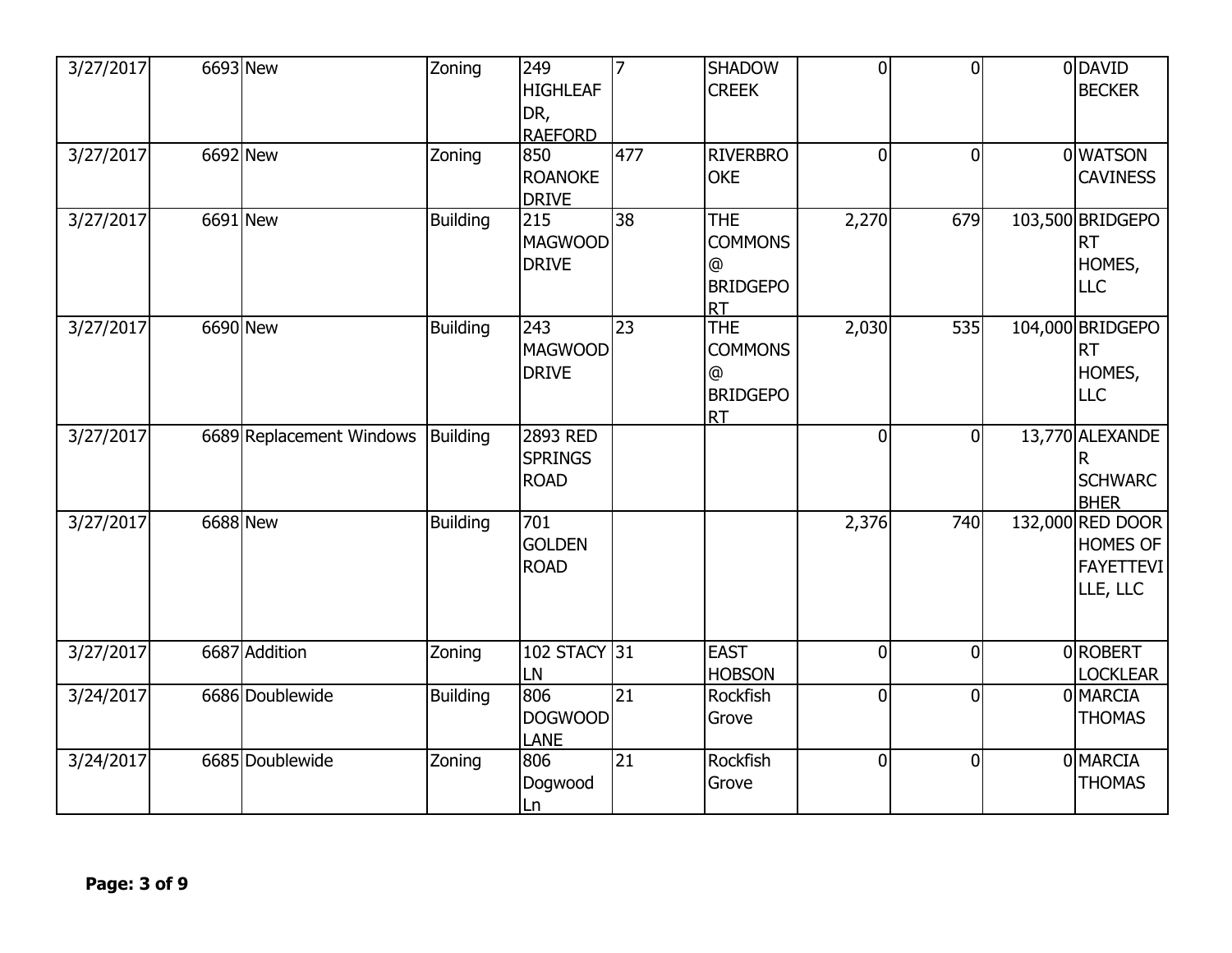| 3/27/2017 | 6693 | New | Zoning | 249 HIGHLEAF DR, RAEFORD | 7 | SHADOW CREEK | 0 | 0 | 0 | DAVID BECKER |
|---|---|---|---|---|---|---|---|---|---|---|
| 3/27/2017 | 6692 | New | Zoning | 850 ROANOKE DRIVE | 477 | RIVERBROOKE | 0 | 0 | 0 | WATSON CAVINESS |
| 3/27/2017 | 6691 | New | Building | 215 MAGWOOD DRIVE | 38 | THE COMMONS @ BRIDGEPORT | 2,270 | 679 | 103,500 | BRIDGEPORT HOMES, LLC |
| 3/27/2017 | 6690 | New | Building | 243 MAGWOOD DRIVE | 23 | THE COMMONS @ BRIDGEPORT | 2,030 | 535 | 104,000 | BRIDGEPORT HOMES, LLC |
| 3/27/2017 | 6689 | Replacement Windows | Building | 2893 RED SPRINGS ROAD | | | 0 | 0 | 13,770 | ALEXANDER SCHWARCBHER |
| 3/27/2017 | 6688 | New | Building | 701 GOLDEN ROAD | | | 2,376 | 740 | 132,000 | RED DOOR HOMES OF FAYETTEVILLE, LLC |
| 3/27/2017 | 6687 | Addition | Zoning | 102 STACY LN | 31 | EAST HOBSON | 0 | 0 | 0 | ROBERT LOCKLEAR |
| 3/24/2017 | 6686 | Doublewide | Building | 806 DOGWOOD LANE | 21 | Rockfish Grove | 0 | 0 | 0 | MARCIA THOMAS |
| 3/24/2017 | 6685 | Doublewide | Zoning | 806 Dogwood Ln | 21 | Rockfish Grove | 0 | 0 | 0 | MARCIA THOMAS |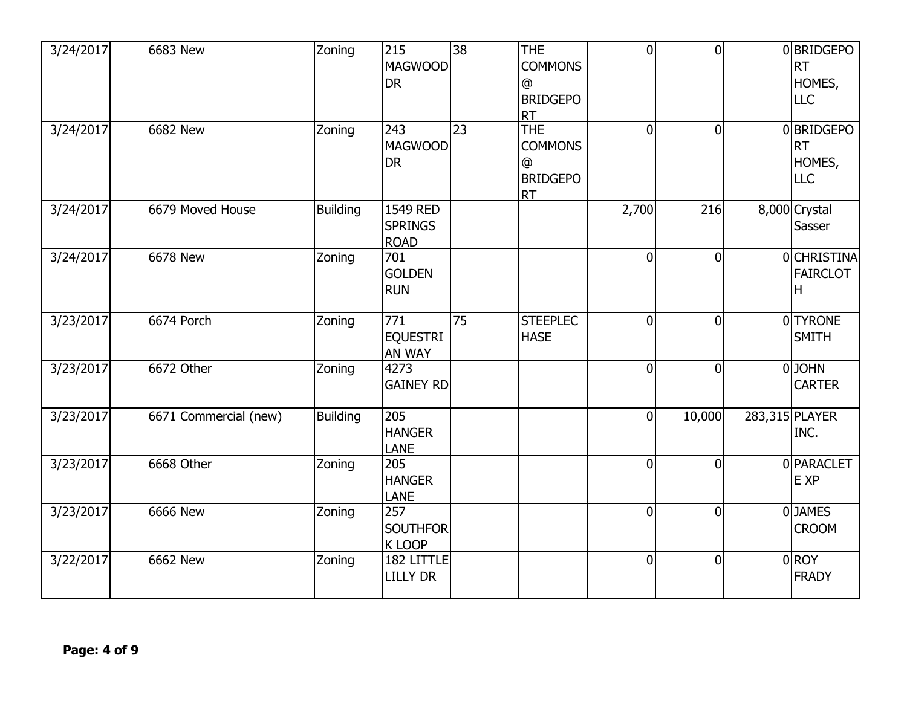| | | | | | | | | | | |
|---|---|---|---|---|---|---|---|---|---|---|
| 3/24/2017 | 6683 | New | Zoning | 215 MAGWOOD DR | 38 | THE COMMONS @ BRIDGEPORT | 0 | 0 | 0 | BRIDGEPORT HOMES, LLC |
| 3/24/2017 | 6682 | New | Zoning | 243 MAGWOOD DR | 23 | THE COMMONS @ BRIDGEPORT | 0 | 0 | 0 | BRIDGEPORT HOMES, LLC |
| 3/24/2017 | 6679 | Moved House | Building | 1549 RED SPRINGS ROAD | | | 2,700 | 216 | 8,000 | Crystal Sasser |
| 3/24/2017 | 6678 | New | Zoning | 701 GOLDEN RUN | | | 0 | 0 | 0 | CHRISTINA FAIRCLOTH |
| 3/23/2017 | 6674 | Porch | Zoning | 771 EQUESTRIAN WAY | 75 | STEEPLECHASE | 0 | 0 | 0 | TYRONE SMITH |
| 3/23/2017 | 6672 | Other | Zoning | 4273 GAINEY RD | | | 0 | 0 | 0 | JOHN CARTER |
| 3/23/2017 | 6671 | Commercial (new) | Building | 205 HANGER LANE | | | 0 | 10,000 | 283,315 | PLAYER INC. |
| 3/23/2017 | 6668 | Other | Zoning | 205 HANGER LANE | | | 0 | 0 | 0 | PARACLETE XP |
| 3/23/2017 | 6666 | New | Zoning | 257 SOUTHFORK LOOP | | | 0 | 0 | 0 | JAMES CROOM |
| 3/22/2017 | 6662 | New | Zoning | 182 LITTLE LILLY DR | | | 0 | 0 | 0 | ROY FRADY |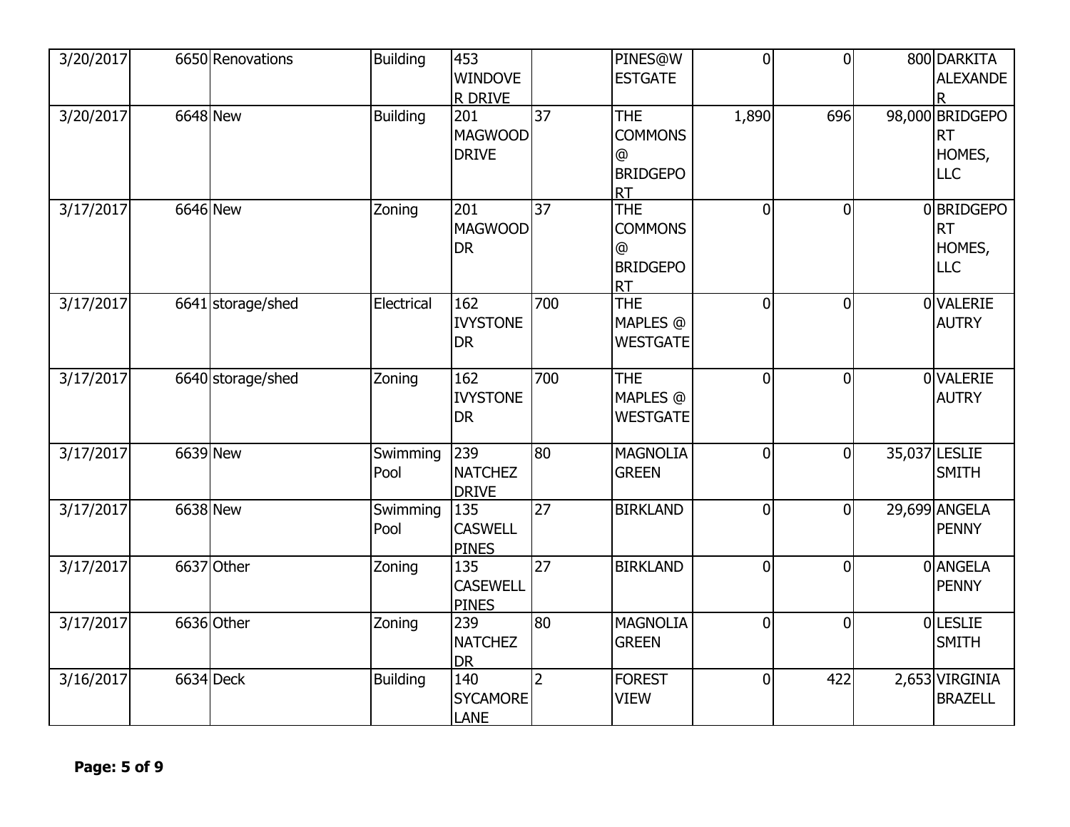| | | | | | | | | | | |
|---|---|---|---|---|---|---|---|---|---|---|
| 3/20/2017 | 6650 | Renovations | Building | 453 WINDOVER DRIVE | | PINES@WESTGATE | 0 | 0 | 800 | DARKITA ALEXANDER |
| 3/20/2017 | 6648 | New | Building | 201 MAGWOOD DRIVE | 37 | THE COMMONS @ BRIDGEPORT | 1,890 | 696 | 98,000 | BRIDGEPORT HOMES, LLC |
| 3/17/2017 | 6646 | New | Zoning | 201 MAGWOOD DR | 37 | THE COMMONS @ BRIDGEPORT | 0 | 0 | 0 | BRIDGEPORT HOMES, LLC |
| 3/17/2017 | 6641 | storage/shed | Electrical | 162 IVYSTONE DR | 700 | THE MAPLES @ WESTGATE | 0 | 0 | 0 | VALERIE AUTRY |
| 3/17/2017 | 6640 | storage/shed | Zoning | 162 IVYSTONE DR | 700 | THE MAPLES @ WESTGATE | 0 | 0 | 0 | VALERIE AUTRY |
| 3/17/2017 | 6639 | New | Swimming Pool | 239 NATCHEZ DRIVE | 80 | MAGNOLIA GREEN | 0 | 0 | 35,037 | LESLIE SMITH |
| 3/17/2017 | 6638 | New | Swimming Pool | 135 CASWELL PINES | 27 | BIRKLAND | 0 | 0 | 29,699 | ANGELA PENNY |
| 3/17/2017 | 6637 | Other | Zoning | 135 CASEWELL PINES | 27 | BIRKLAND | 0 | 0 | 0 | ANGELA PENNY |
| 3/17/2017 | 6636 | Other | Zoning | 239 NATCHEZ DR | 80 | MAGNOLIA GREEN | 0 | 0 | 0 | LESLIE SMITH |
| 3/16/2017 | 6634 | Deck | Building | 140 SYCAMORE LANE | 2 | FOREST VIEW | 0 | 422 | 2,653 | VIRGINIA BRAZELL |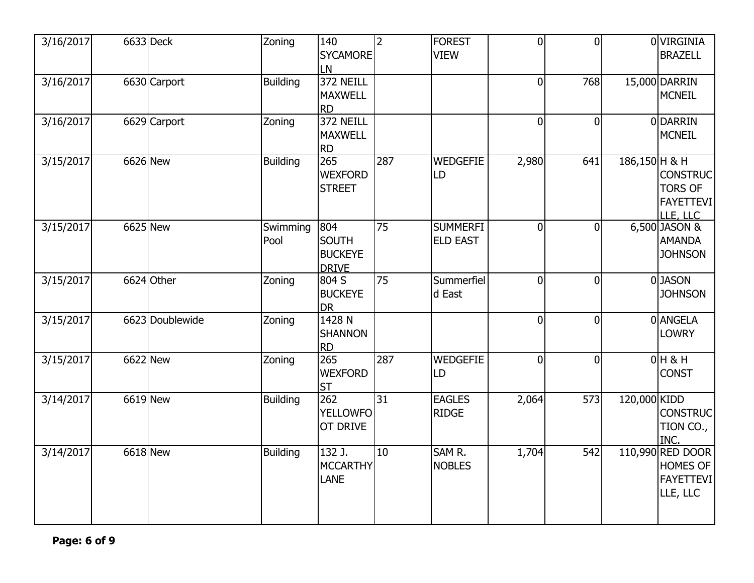| | | | | | | | | | | |
|---|---|---|---|---|---|---|---|---|---|---|
| 3/16/2017 | 6633 | Deck | Zoning | 140 SYCAMORE LN | 2 | FOREST VIEW | 0 | 0 | 0 | VIRGINIA BRAZELL |
| 3/16/2017 | 6630 | Carport | Building | 372 NEILL MAXWELL RD | | | 0 | 768 | 15,000 | DARRIN MCNEIL |
| 3/16/2017 | 6629 | Carport | Zoning | 372 NEILL MAXWELL RD | | | 0 | 0 | 0 | DARRIN MCNEIL |
| 3/15/2017 | 6626 | New | Building | 265 WEXFORD STREET | 287 | WEDGEFIELD | 2,980 | 641 | 186,150 | H & H CONSTRUCTORS OF FAYETTEVILLE, LLC |
| 3/15/2017 | 6625 | New | Swimming Pool | 804 SOUTH BUCKEYE DRIVE | 75 | SUMMERFIELD EAST | 0 | 0 | 6,500 | JASON & AMANDA JOHNSON |
| 3/15/2017 | 6624 | Other | Zoning | 804 S BUCKEYE DR | 75 | Summerfield East | 0 | 0 | 0 | JASON JOHNSON |
| 3/15/2017 | 6623 | Doublewide | Zoning | 1428 N SHANNON RD | | | 0 | 0 | 0 | ANGELA LOWRY |
| 3/15/2017 | 6622 | New | Zoning | 265 WEXFORD ST | 287 | WEDGEFIELD | 0 | 0 | 0 | H & H CONST |
| 3/14/2017 | 6619 | New | Building | 262 YELLOWFOOT DRIVE | 31 | EAGLES RIDGE | 2,064 | 573 | 120,000 | KIDD CONSTRUCTION CO., INC. |
| 3/14/2017 | 6618 | New | Building | 132 J. MCCARTHY LANE | 10 | SAM R. NOBLES | 1,704 | 542 | 110,990 | RED DOOR HOMES OF FAYETTEVILLE, LLC |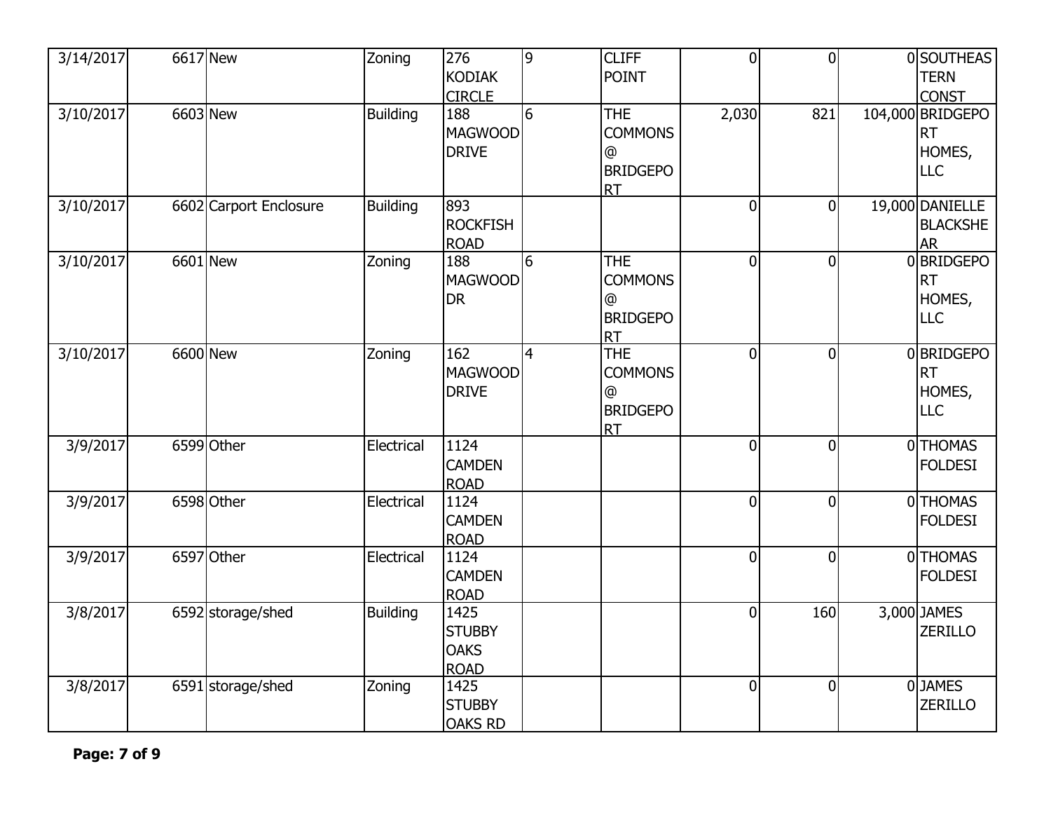| | | | | | | | | | | |
|---|---|---|---|---|---|---|---|---|---|---|
| 3/14/2017 | 6617 | New | Zoning | 276 KODIAK CIRCLE | 9 | CLIFF POINT | 0 | 0 | 0 | SOUTHEASTERN CONST |
| 3/10/2017 | 6603 | New | Building | 188 MAGWOOD DRIVE | 6 | THE COMMONS @ BRIDGEPORT | 2,030 | 821 | 104,000 | BRIDGEPORT HOMES, LLC |
| 3/10/2017 | 6602 | Carport Enclosure | Building | 893 ROCKFISH ROAD | | | 0 | 0 | 19,000 | DANIELLE BLACKSHEAR |
| 3/10/2017 | 6601 | New | Zoning | 188 MAGWOOD DR | 6 | THE COMMONS @ BRIDGEPORT | 0 | 0 | 0 | BRIDGEPORT HOMES, LLC |
| 3/10/2017 | 6600 | New | Zoning | 162 MAGWOOD DRIVE | 4 | THE COMMONS @ BRIDGEPORT | 0 | 0 | 0 | BRIDGEPORT HOMES, LLC |
| 3/9/2017 | 6599 | Other | Electrical | 1124 CAMDEN ROAD | | | 0 | 0 | 0 | THOMAS FOLDESI |
| 3/9/2017 | 6598 | Other | Electrical | 1124 CAMDEN ROAD | | | 0 | 0 | 0 | THOMAS FOLDESI |
| 3/9/2017 | 6597 | Other | Electrical | 1124 CAMDEN ROAD | | | 0 | 0 | 0 | THOMAS FOLDESI |
| 3/8/2017 | 6592 | storage/shed | Building | 1425 STUBBY OAKS ROAD | | | 0 | 160 | 3,000 | JAMES ZERILLO |
| 3/8/2017 | 6591 | storage/shed | Zoning | 1425 STUBBY OAKS RD | | | 0 | 0 | 0 | JAMES ZERILLO |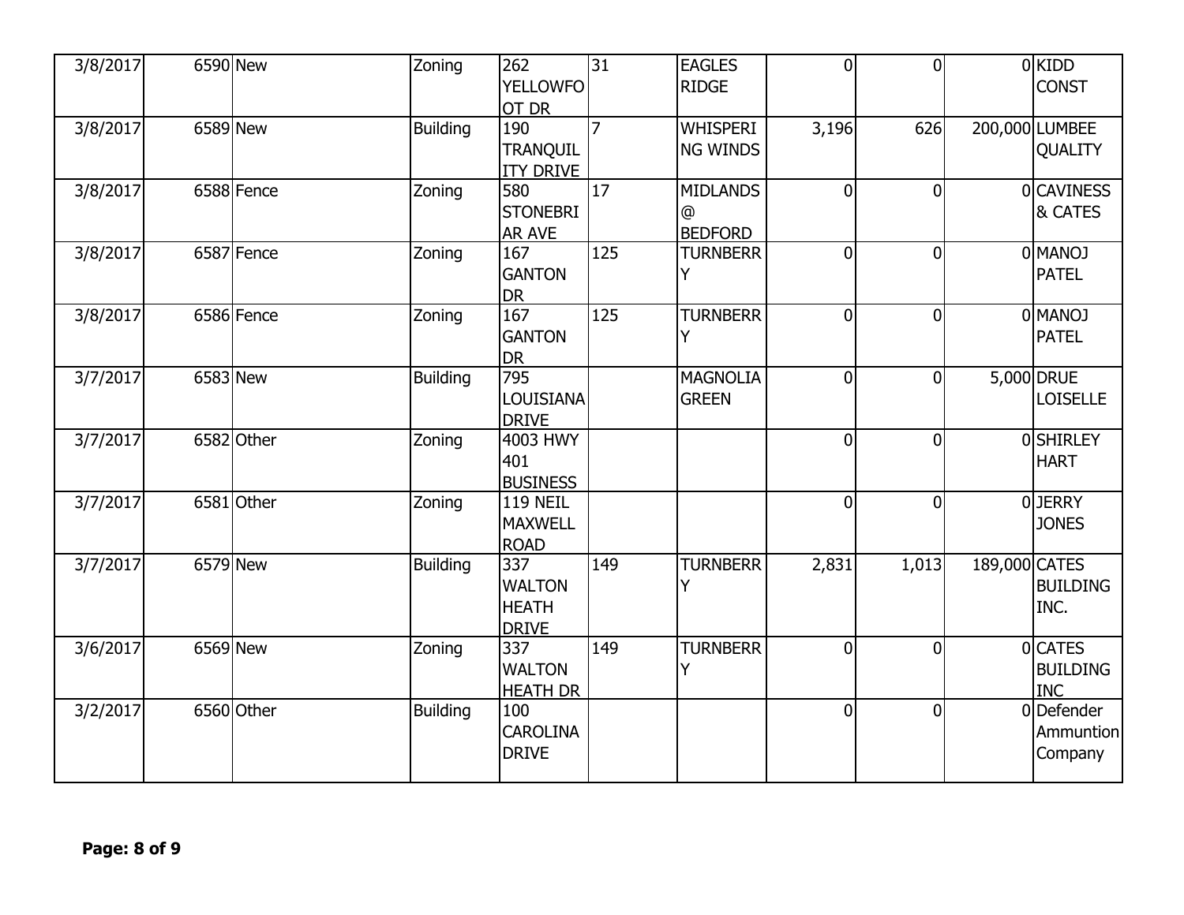| | | | | | | | | | | |
|---|---|---|---|---|---|---|---|---|---|---|
| 3/8/2017 | 6590 | New | Zoning | 262 YELLOWFOOT DR | 31 | EAGLES RIDGE | 0 | 0 | 0 | KIDD CONST |
| 3/8/2017 | 6589 | New | Building | 190 TRANQUILITY DRIVE | 7 | WHISPERING WINDS | 3,196 | 626 | 200,000 | LUMBEE QUALITY |
| 3/8/2017 | 6588 | Fence | Zoning | 580 STONEBRIAR AVE | 17 | MIDLANDS @ BEDFORD | 0 | 0 | 0 | CAVINESS & CATES |
| 3/8/2017 | 6587 | Fence | Zoning | 167 GANTON DR | 125 | TURNBERRY | 0 | 0 | 0 | MANOJ PATEL |
| 3/8/2017 | 6586 | Fence | Zoning | 167 GANTON DR | 125 | TURNBERRY | 0 | 0 | 0 | MANOJ PATEL |
| 3/7/2017 | 6583 | New | Building | 795 LOUISIANA DRIVE | | MAGNOLIA GREEN | 0 | 0 | 5,000 | DRUE LOISELLE |
| 3/7/2017 | 6582 | Other | Zoning | 4003 HWY 401 BUSINESS | | | 0 | 0 | 0 | SHIRLEY HART |
| 3/7/2017 | 6581 | Other | Zoning | 119 NEIL MAXWELL ROAD | | | 0 | 0 | 0 | JERRY JONES |
| 3/7/2017 | 6579 | New | Building | 337 WALTON HEATH DRIVE | 149 | TURNBERRY | 2,831 | 1,013 | 189,000 | CATES BUILDING INC. |
| 3/6/2017 | 6569 | New | Zoning | 337 WALTON HEATH DR | 149 | TURNBERRY | 0 | 0 | 0 | CATES BUILDING INC |
| 3/2/2017 | 6560 | Other | Building | 100 CAROLINA DRIVE | | | 0 | 0 | 0 | Defender Ammuntion Company |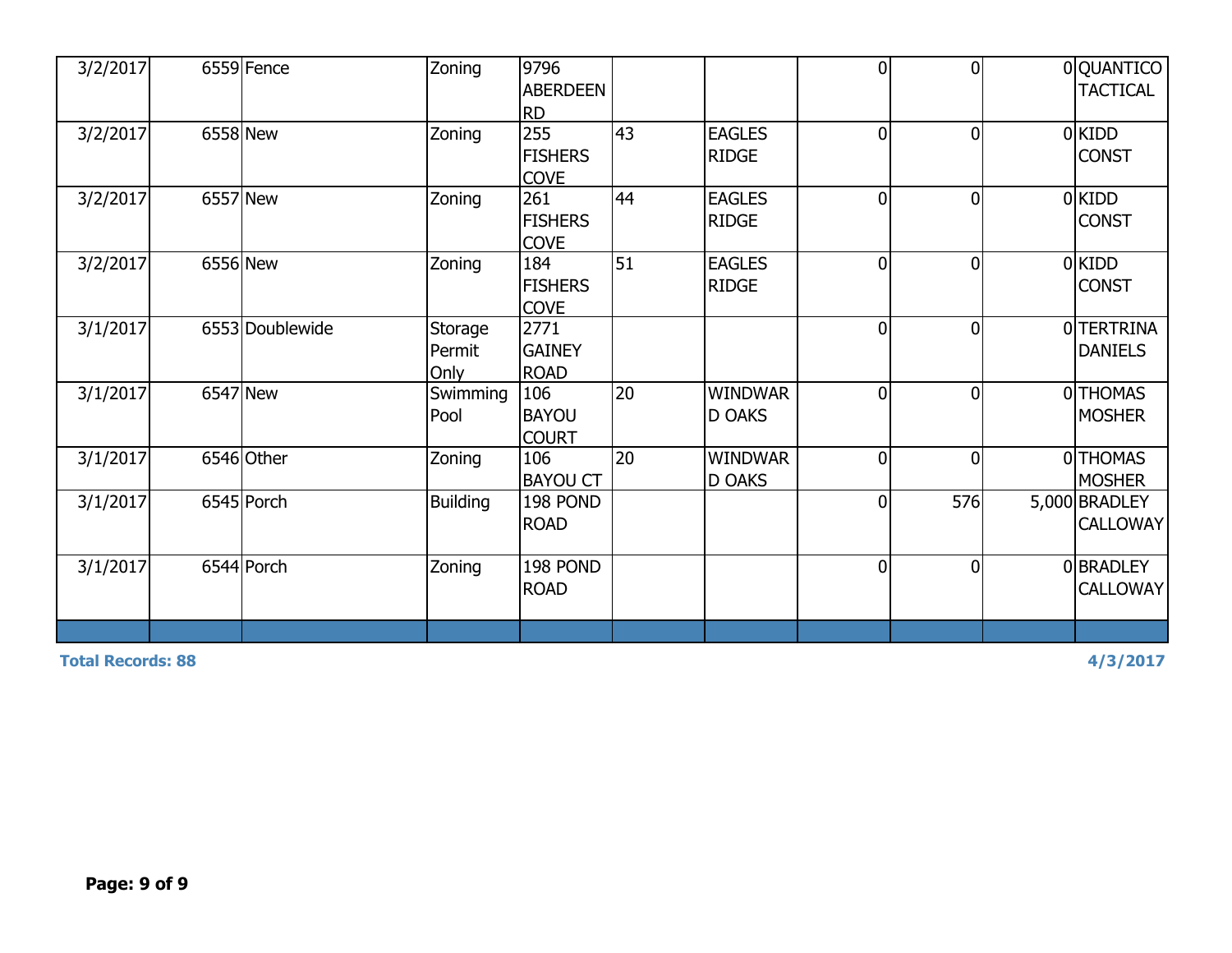| | | | | | | | | | | |
|---|---|---|---|---|---|---|---|---|---|---|
| 3/2/2017 | 6559 | Fence | Zoning | 9796 ABERDEEN RD | | | 0 | 0 | 0 | QUANTICO TACTICAL |
| 3/2/2017 | 6558 | New | Zoning | 255 FISHERS COVE | 43 | EAGLES RIDGE | 0 | 0 | 0 | KIDD CONST |
| 3/2/2017 | 6557 | New | Zoning | 261 FISHERS COVE | 44 | EAGLES RIDGE | 0 | 0 | 0 | KIDD CONST |
| 3/2/2017 | 6556 | New | Zoning | 184 FISHERS COVE | 51 | EAGLES RIDGE | 0 | 0 | 0 | KIDD CONST |
| 3/1/2017 | 6553 | Doublewide | Storage Permit Only | 2771 GAINEY ROAD | | | 0 | 0 | 0 | TERTRINA DANIELS |
| 3/1/2017 | 6547 | New | Swimming Pool | 106 BAYOU COURT | 20 | WINDWARD OAKS | 0 | 0 | 0 | THOMAS MOSHER |
| 3/1/2017 | 6546 | Other | Zoning | 106 BAYOU CT | 20 | WINDWARD OAKS | 0 | 0 | 0 | THOMAS MOSHER |
| 3/1/2017 | 6545 | Porch | Building | 198 POND ROAD | | | 0 | 576 | 5,000 | BRADLEY CALLOWAY |
| 3/1/2017 | 6544 | Porch | Zoning | 198 POND ROAD | | | 0 | 0 | 0 | BRADLEY CALLOWAY |

**Total Records: 88**

**4/3/2017**